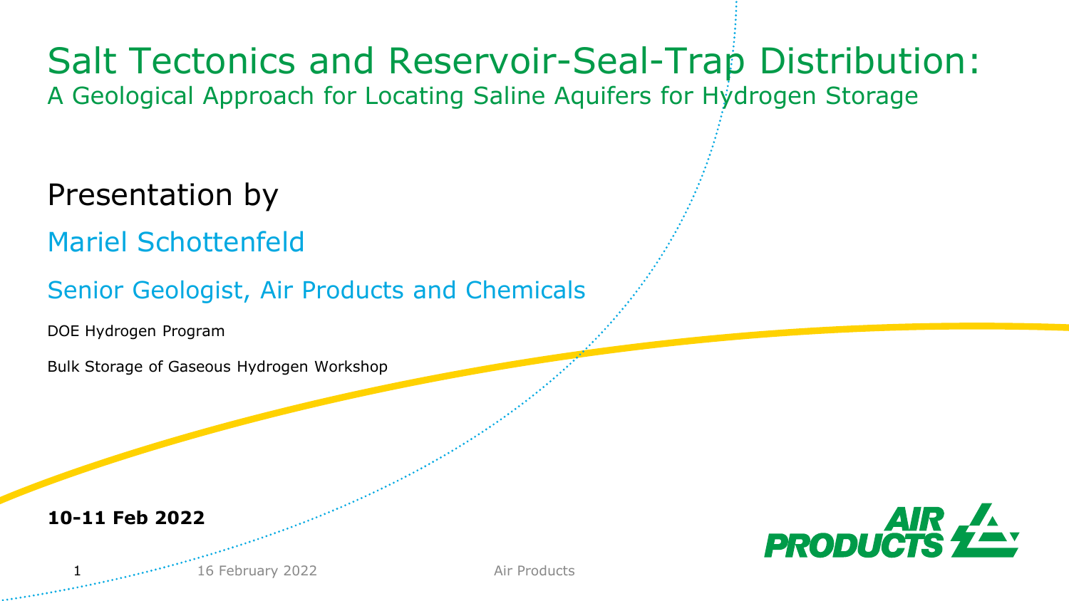# Salt Tectonics and Reservoir-Seal-Trap Distribution:

## A Geological Approach for Locating Saline Aquifers for Hydrogen Storage

Presentation by

Mariel Schottenfeld

Senior Geologist, Air Products and Chemicals

DOE Hydrogen Program

Bulk Storage of Gaseous Hydrogen Workshop

**10-11 Feb 2022**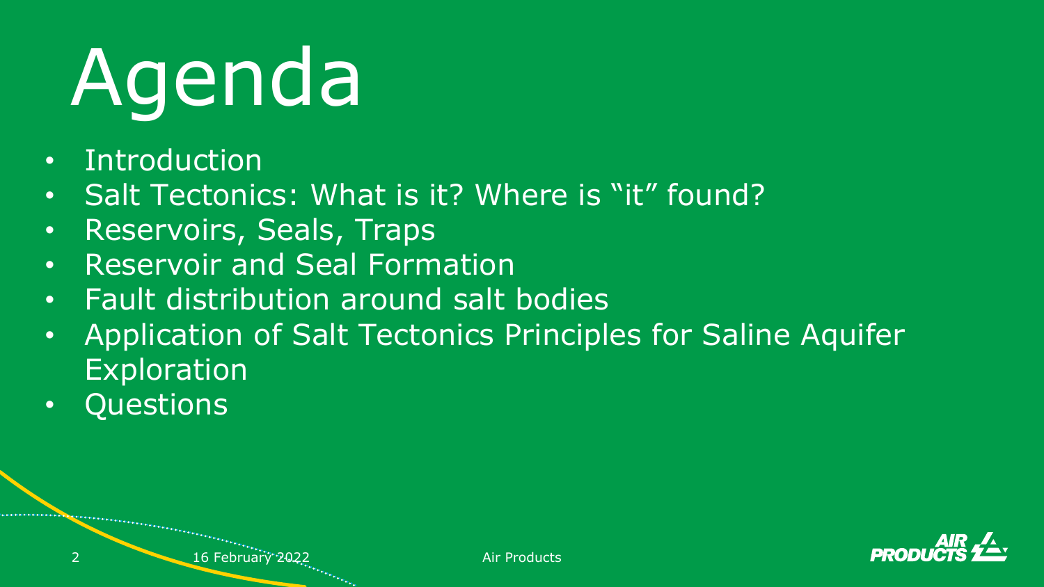# Agenda

- Introduction
- Salt Tectonics: What is it? Where is "it" found?
- Reservoirs, Seals, Traps
- Reservoir and Seal Formation
- Fault distribution around salt bodies
- Application of Salt Tectonics Principles for Saline Aquifer Exploration
- Questions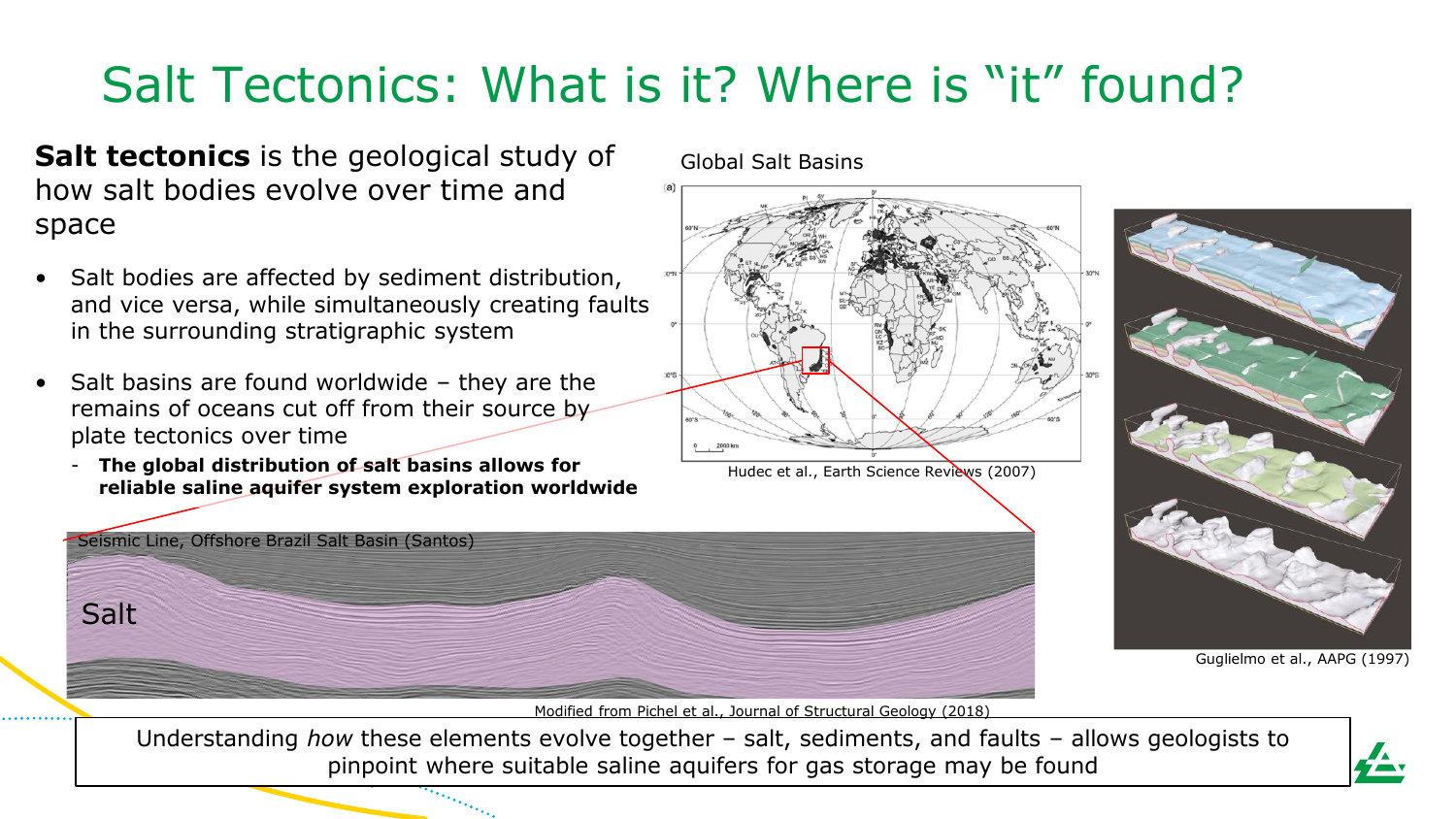# Salt Tectonics: What is it? Where is "it" found?

**Salt tectonics** is the geological study of how salt bodies evolve over time and space

- Salt bodies are affected by sediment distribution, and vice versa, while simultaneously creating faults in the surrounding stratigraphic system
- Salt basins are found worldwide – they are the remains of oceans cut off from their source by plate tectonics over time
  - **The global distribution of salt basins allows for reliable saline aquifer system exploration worldwide**

Global Salt Basins

Hudec et al., Earth Science Reviews (2007)

Guglielmo et al., AAPG (1997)

Seismic Line, Offshore Brazil Salt Basin (Santos)

Salt

Modified from Pichel et al., Journal of Structural Geology (2018)

Understanding *how* these elements evolve together – salt, sediments, and faults – allows geologists to pinpoint where suitable saline aquifers for gas storage may be found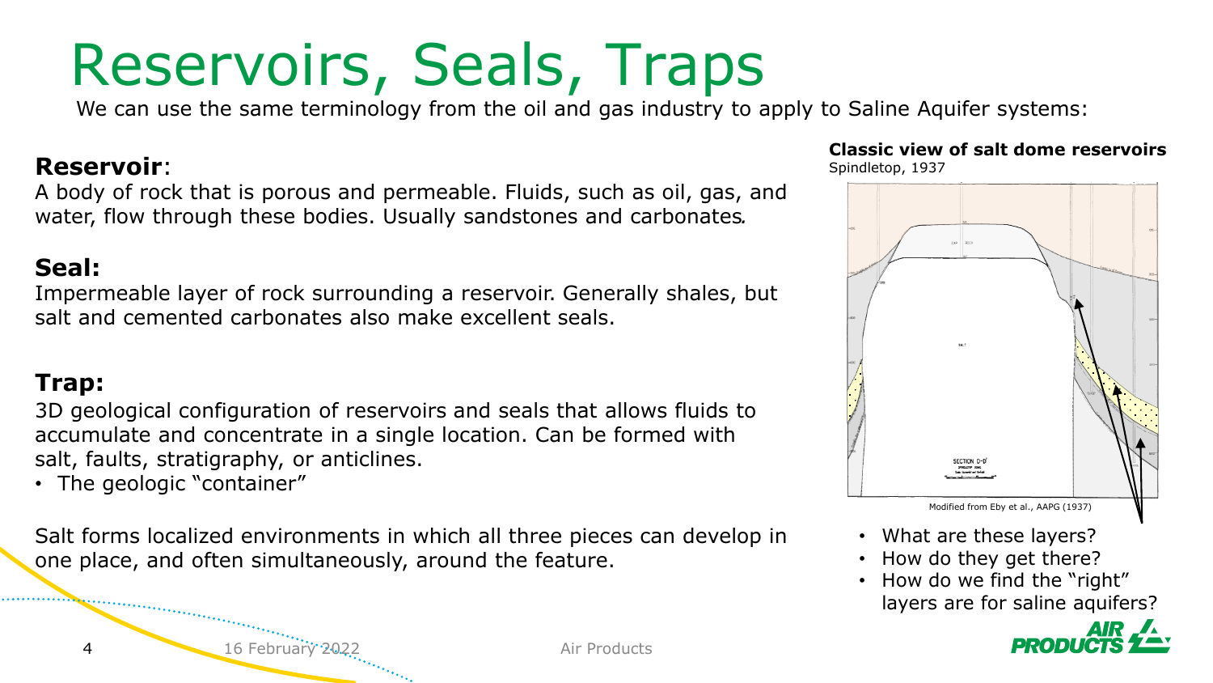# Reservoirs, Seals, Traps

We can use the same terminology from the oil and gas industry to apply to Saline Aquifer systems:

**Reservoir**:
A body of rock that is porous and permeable. Fluids, such as oil, gas, and water, flow through these bodies. Usually sandstones and carbonates.

**Seal:**
Impermeable layer of rock surrounding a reservoir. Generally shales, but salt and cemented carbonates also make excellent seals.

**Trap:**
3D geological configuration of reservoirs and seals that allows fluids to accumulate and concentrate in a single location. Can be formed with salt, faults, stratigraphy, or anticlines.

- The geologic "container"

Salt forms localized environments in which all three pieces can develop in one place, and often simultaneously, around the feature.

**Classic view of salt dome reservoirs**
Spindletop, 1937

Modified from Eby et al., AAPG (1937)

- What are these layers?
- How do they get there?
- How do we find the "right" layers are for saline aquifers?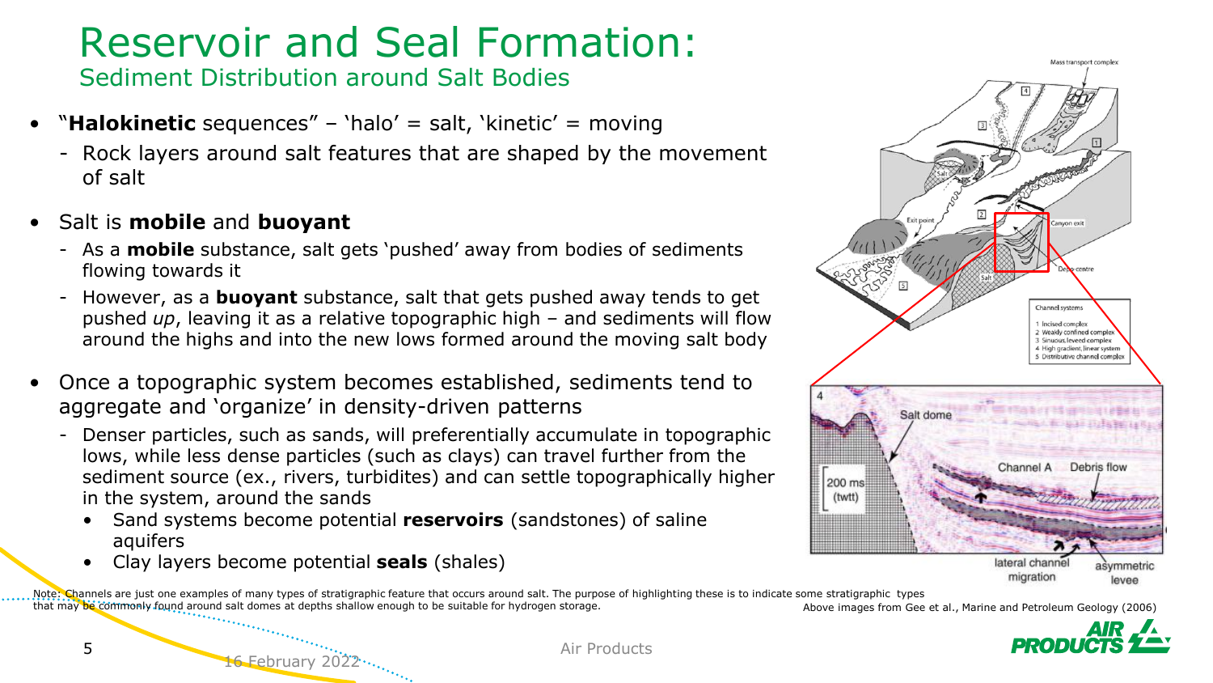# Reservoir and Seal Formation:

## Sediment Distribution around Salt Bodies

- "**Halokinetic** sequences" – 'halo' = salt, 'kinetic' = moving
  - Rock layers around salt features that are shaped by the movement of salt
- Salt is **mobile** and **buoyant**
  - As a **mobile** substance, salt gets 'pushed' away from bodies of sediments flowing towards it
  - However, as a **buoyant** substance, salt that gets pushed away tends to get pushed *up*, leaving it as a relative topographic high – and sediments will flow around the highs and into the new lows formed around the moving salt body
- Once a topographic system becomes established, sediments tend to aggregate and 'organize' in density-driven patterns
  - Denser particles, such as sands, will preferentially accumulate in topographic lows, while less dense particles (such as clays) can travel further from the sediment source (ex., rivers, turbidites) and can settle topographically higher in the system, around the sands
    - Sand systems become potential **reservoirs** (sandstones) of saline aquifers
    - Clay layers become potential **seals** (shales)

Above images from Gee et al., Marine and Petroleum Geology (2006)

Note: Channels are just one examples of many types of stratigraphic feature that occurs around salt. The purpose of highlighting these is to indicate some stratigraphic types that may be commonly found around salt domes at depths shallow enough to be suitable for hydrogen storage.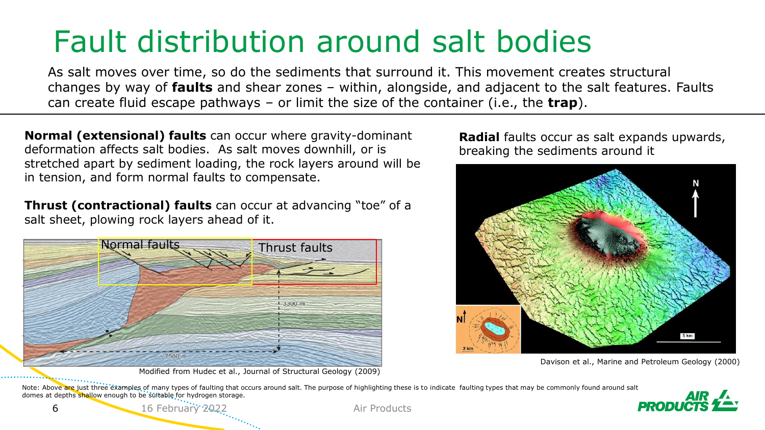# Fault distribution around salt bodies

As salt moves over time, so do the sediments that surround it. This movement creates structural changes by way of **faults** and shear zones – within, alongside, and adjacent to the salt features. Faults can create fluid escape pathways – or limit the size of the container (i.e., the **trap**).

**Normal (extensional) faults** can occur where gravity-dominant deformation affects salt bodies. As salt moves downhill, or is stretched apart by sediment loading, the rock layers around will be in tension, and form normal faults to compensate.

**Thrust (contractional) faults** can occur at advancing "toe" of a salt sheet, plowing rock layers ahead of it.

Normal faults

Thrust faults

3300 m

7500 m

Modified from Hudec et al., Journal of Structural Geology (2009)

**Radial** faults occur as salt expands upwards, breaking the sediments around it

Davison et al., Marine and Petroleum Geology (2000)

Note: Above are just three examples of many types of faulting that occurs around salt. The purpose of highlighting these is to indicate faulting types that may be commonly found around salt domes at depths shallow enough to be suitable for hydrogen storage.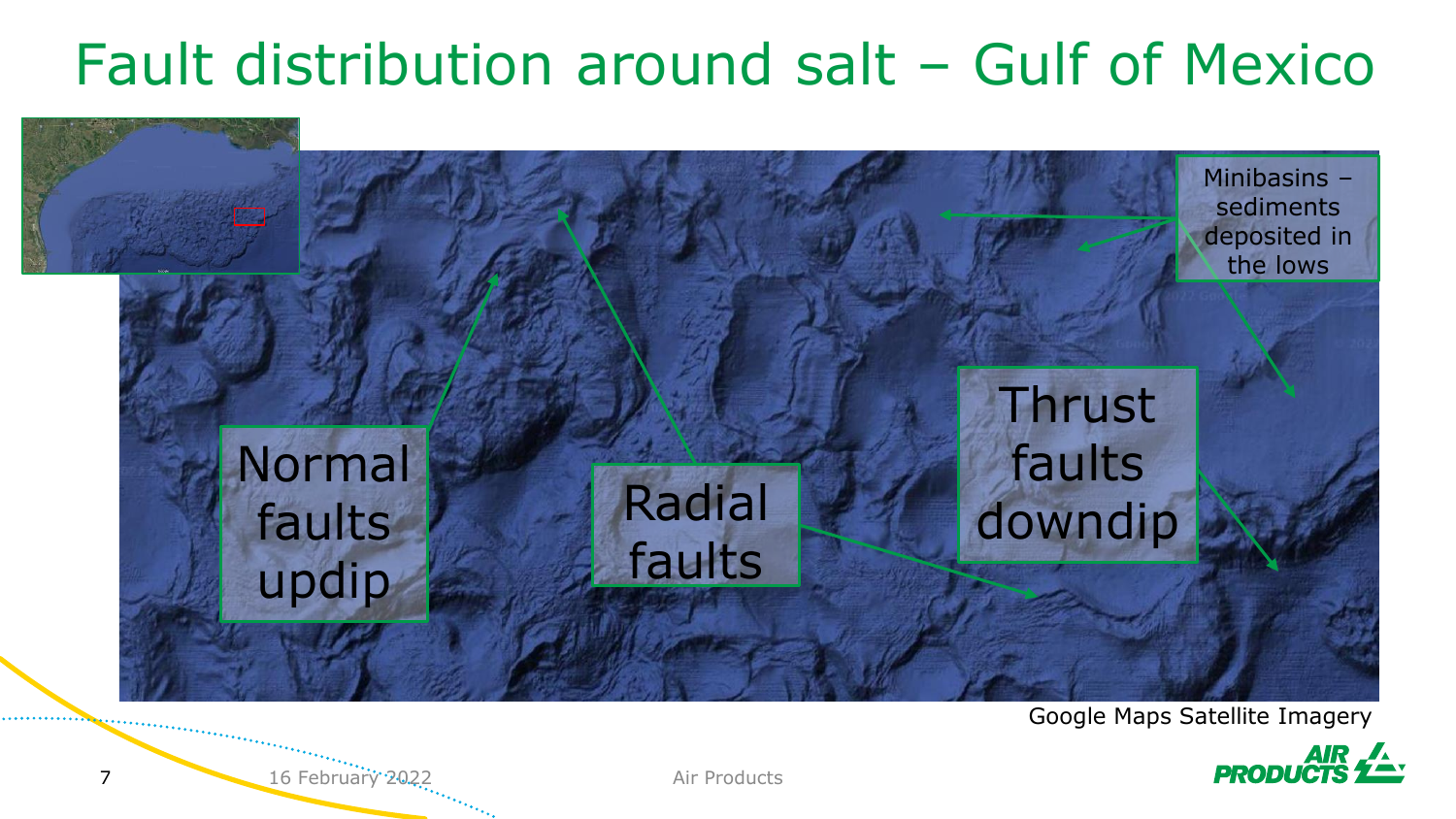# Fault distribution around salt – Gulf of Mexico

Minibasins – sediments deposited in the lows

Normal faults updip

Radial faults

Thrust faults downdip

Google Maps Satellite Imagery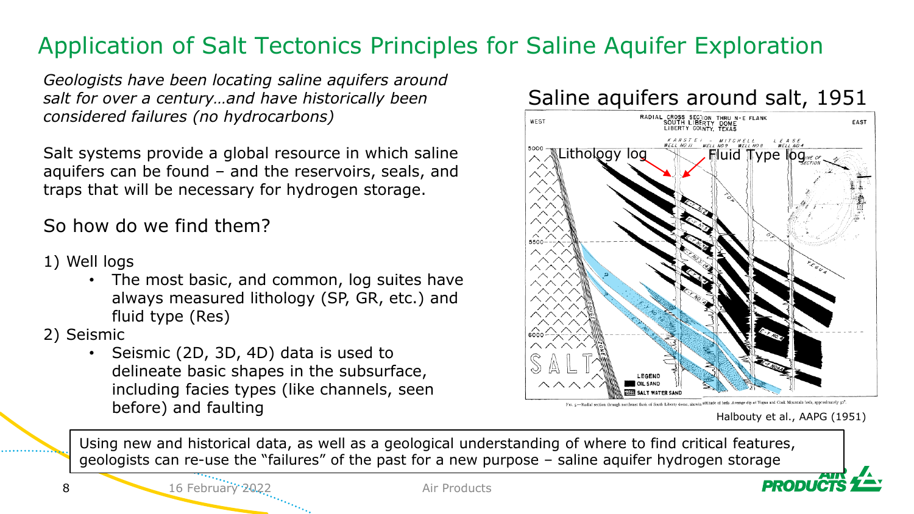# Application of Salt Tectonics Principles for Saline Aquifer Exploration

*Geologists have been locating saline aquifers around salt for over a century…and have historically been considered failures (no hydrocarbons)*

Salt systems provide a global resource in which saline aquifers can be found – and the reservoirs, seals, and traps that will be necessary for hydrogen storage.

So how do we find them?

1) Well logs
    - The most basic, and common, log suites have always measured lithology (SP, GR, etc.) and fluid type (Res)
2) Seismic
    - Seismic (2D, 3D, 4D) data is used to delineate basic shapes in the subsurface, including facies types (like channels, seen before) and faulting

## Saline aquifers around salt, 1951

Lithology log

Fluid Type log

Halbouty et al., AAPG (1951)

Using new and historical data, as well as a geological understanding of where to find critical features, geologists can re-use the "failures" of the past for a new purpose – saline aquifer hydrogen storage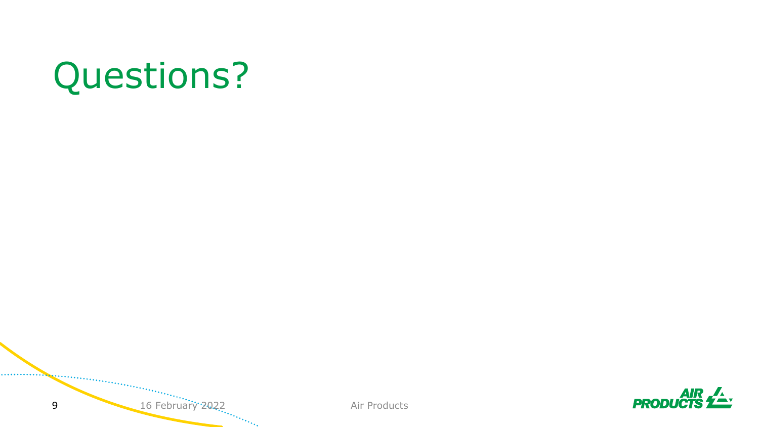# Questions?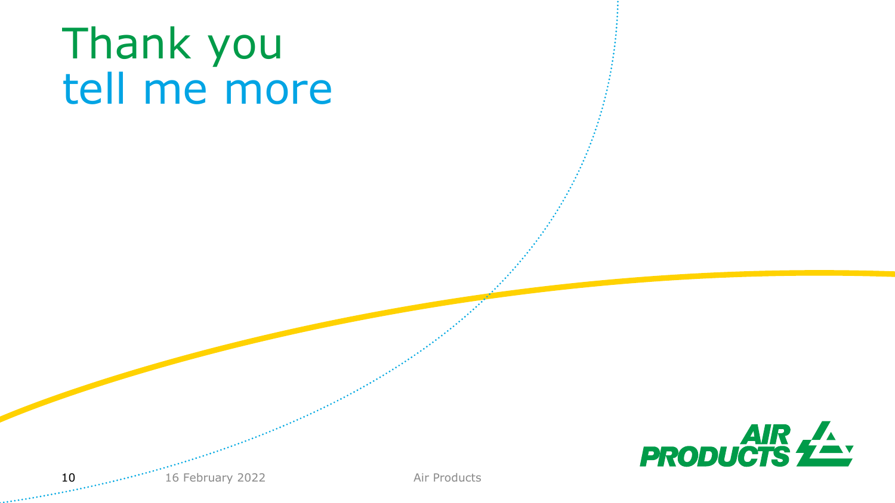# Thank you
# tell me more